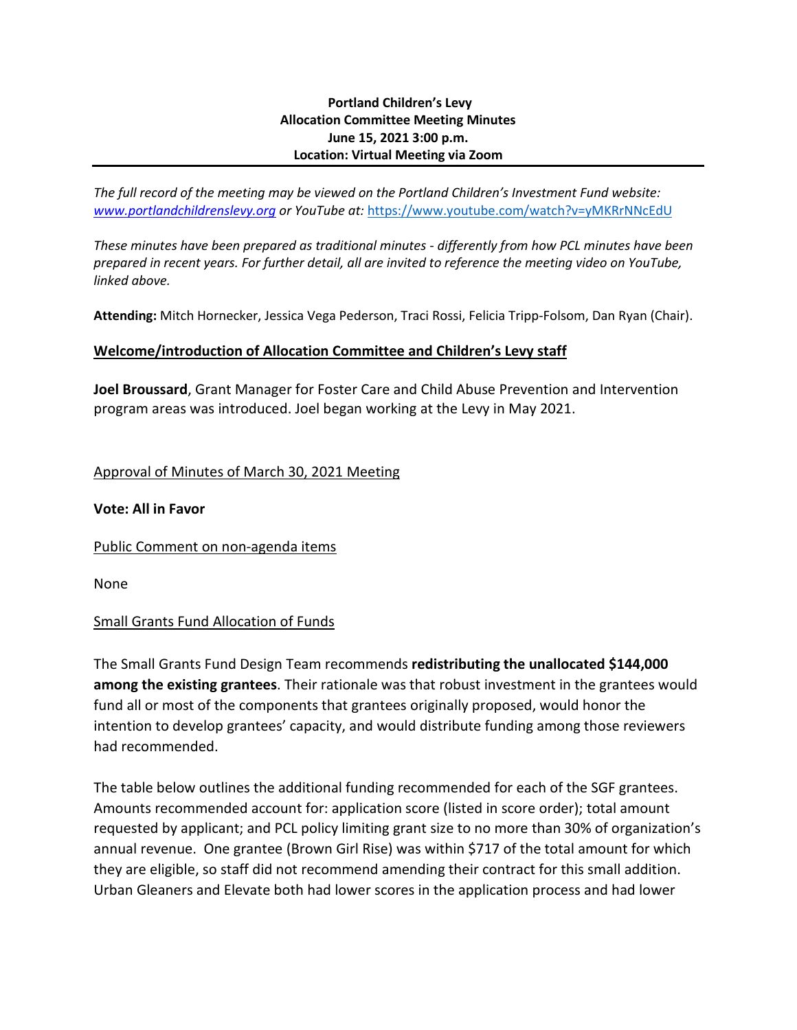**Portland Children's Levy**
**Allocation Committee Meeting Minutes**
**June 15, 2021 3:00 p.m.**
**Location: Virtual Meeting via Zoom**

---

*The full record of the meeting may be viewed on the Portland Children's Investment Fund website: [www.portlandchildrenslevy.org](www.portlandchildrenslevy.org) or YouTube at:* [https://www.youtube.com/watch?v=yMKRrNNcEdU](https://www.youtube.com/watch?v=yMKRrNNcEdU)

*These minutes have been prepared as traditional minutes - differently from how PCL minutes have been prepared in recent years. For further detail, all are invited to reference the meeting video on YouTube, linked above.*

**Attending:** Mitch Hornecker, Jessica Vega Pederson, Traci Rossi, Felicia Tripp-Folsom, Dan Ryan (Chair).

**Welcome/introduction of Allocation Committee and Children's Levy staff**

**Joel Broussard**, Grant Manager for Foster Care and Child Abuse Prevention and Intervention program areas was introduced. Joel began working at the Levy in May 2021.

Approval of Minutes of March 30, 2021 Meeting

**Vote: All in Favor**

Public Comment on non-agenda items

None

Small Grants Fund Allocation of Funds

The Small Grants Fund Design Team recommends **redistributing the unallocated $144,000 among the existing grantees**. Their rationale was that robust investment in the grantees would fund all or most of the components that grantees originally proposed, would honor the intention to develop grantees' capacity, and would distribute funding among those reviewers had recommended.

The table below outlines the additional funding recommended for each of the SGF grantees. Amounts recommended account for: application score (listed in score order); total amount requested by applicant; and PCL policy limiting grant size to no more than 30% of organization's annual revenue. One grantee (Brown Girl Rise) was within $717 of the total amount for which they are eligible, so staff did not recommend amending their contract for this small addition. Urban Gleaners and Elevate both had lower scores in the application process and had lower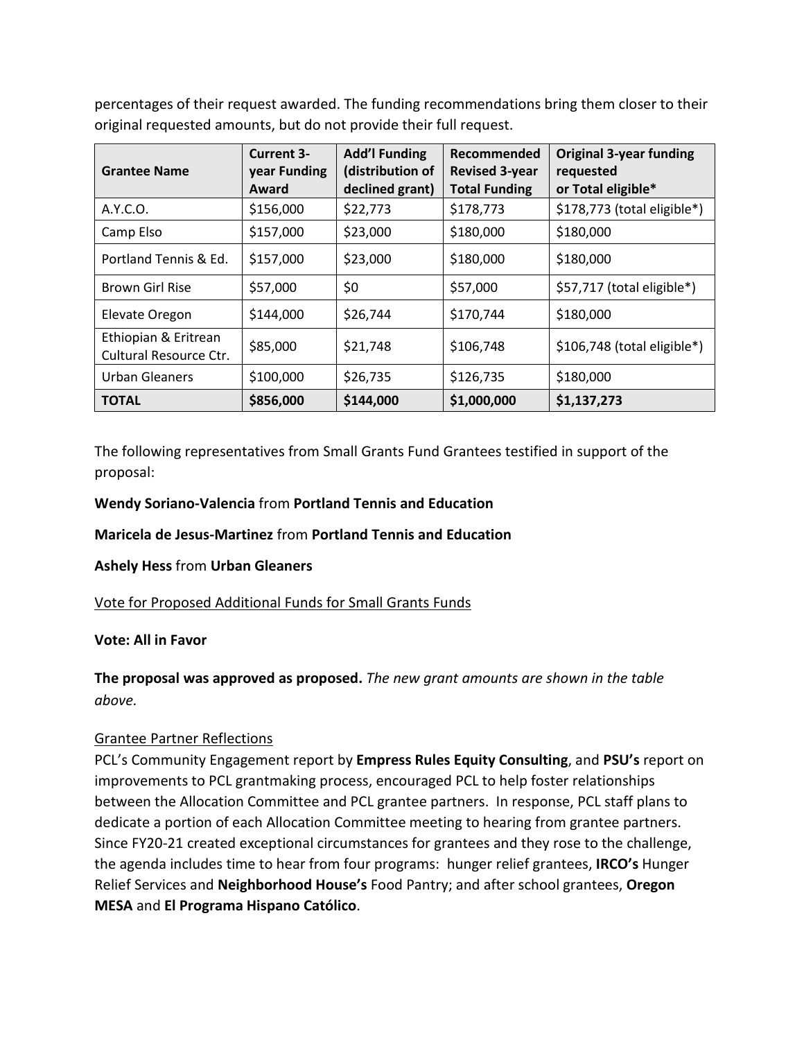percentages of their request awarded. The funding recommendations bring them closer to their original requested amounts, but do not provide their full request.

| Grantee Name | Current 3-year Funding Award | Add'l Funding (distribution of declined grant) | Recommended Revised 3-year Total Funding | Original 3-year funding requested or Total eligible* |
|---|---|---|---|---|
| A.Y.C.O. | $156,000 | $22,773 | $178,773 | $178,773 (total eligible*) |
| Camp Elso | $157,000 | $23,000 | $180,000 | $180,000 |
| Portland Tennis & Ed. | $157,000 | $23,000 | $180,000 | $180,000 |
| Brown Girl Rise | $57,000 | $0 | $57,000 | $57,717 (total eligible*) |
| Elevate Oregon | $144,000 | $26,744 | $170,744 | $180,000 |
| Ethiopian & Eritrean Cultural Resource Ctr. | $85,000 | $21,748 | $106,748 | $106,748 (total eligible*) |
| Urban Gleaners | $100,000 | $26,735 | $126,735 | $180,000 |
| **TOTAL** | **$856,000** | **$144,000** | **$1,000,000** | **$1,137,273** |

The following representatives from Small Grants Fund Grantees testified in support of the proposal:

**Wendy Soriano-Valencia** from **Portland Tennis and Education**

**Maricela de Jesus-Martinez** from **Portland Tennis and Education**

**Ashely Hess** from **Urban Gleaners**

Vote for Proposed Additional Funds for Small Grants Funds

**Vote: All in Favor**

**The proposal was approved as proposed.** *The new grant amounts are shown in the table above.*

Grantee Partner Reflections

PCL's Community Engagement report by **Empress Rules Equity Consulting**, and **PSU's** report on improvements to PCL grantmaking process, encouraged PCL to help foster relationships between the Allocation Committee and PCL grantee partners. In response, PCL staff plans to dedicate a portion of each Allocation Committee meeting to hearing from grantee partners. Since FY20-21 created exceptional circumstances for grantees and they rose to the challenge, the agenda includes time to hear from four programs: hunger relief grantees, **IRCO's** Hunger Relief Services and **Neighborhood House's** Food Pantry; and after school grantees, **Oregon MESA** and **El Programa Hispano Católico**.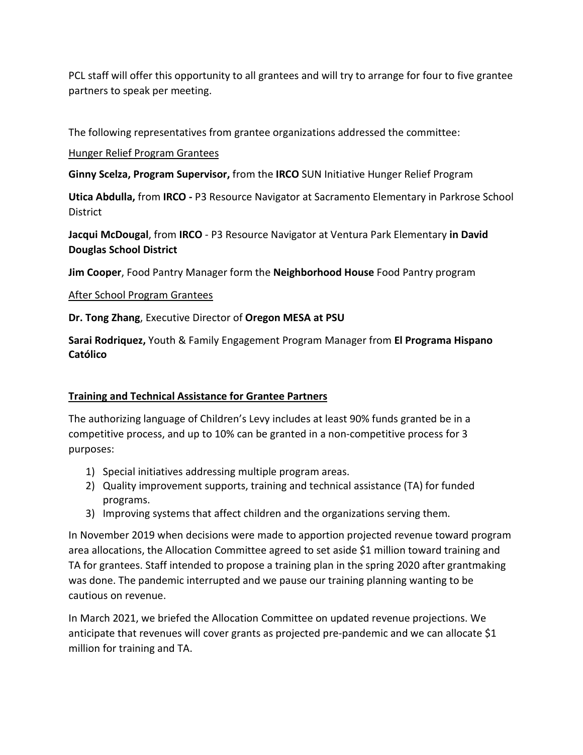PCL staff will offer this opportunity to all grantees and will try to arrange for four to five grantee partners to speak per meeting.

The following representatives from grantee organizations addressed the committee:

<u>Hunger Relief Program Grantees</u>

**Ginny Scelza, Program Supervisor,** from the **IRCO** SUN Initiative Hunger Relief Program

**Utica Abdulla,** from **IRCO -** P3 Resource Navigator at Sacramento Elementary in Parkrose School District

**Jacqui McDougal**, from **IRCO** - P3 Resource Navigator at Ventura Park Elementary **in David Douglas School District**

**Jim Cooper**, Food Pantry Manager form the **Neighborhood House** Food Pantry program

<u>After School Program Grantees</u>

**Dr. Tong Zhang**, Executive Director of **Oregon MESA at PSU**

**Sarai Rodriquez,** Youth & Family Engagement Program Manager from **El Programa Hispano Católico**

## Training and Technical Assistance for Grantee Partners

The authorizing language of Children's Levy includes at least 90% funds granted be in a competitive process, and up to 10% can be granted in a non-competitive process for 3 purposes:

1) Special initiatives addressing multiple program areas.
2) Quality improvement supports, training and technical assistance (TA) for funded programs.
3) Improving systems that affect children and the organizations serving them.

In November 2019 when decisions were made to apportion projected revenue toward program area allocations, the Allocation Committee agreed to set aside $1 million toward training and TA for grantees. Staff intended to propose a training plan in the spring 2020 after grantmaking was done. The pandemic interrupted and we pause our training planning wanting to be cautious on revenue.

In March 2021, we briefed the Allocation Committee on updated revenue projections. We anticipate that revenues will cover grants as projected pre-pandemic and we can allocate $1 million for training and TA.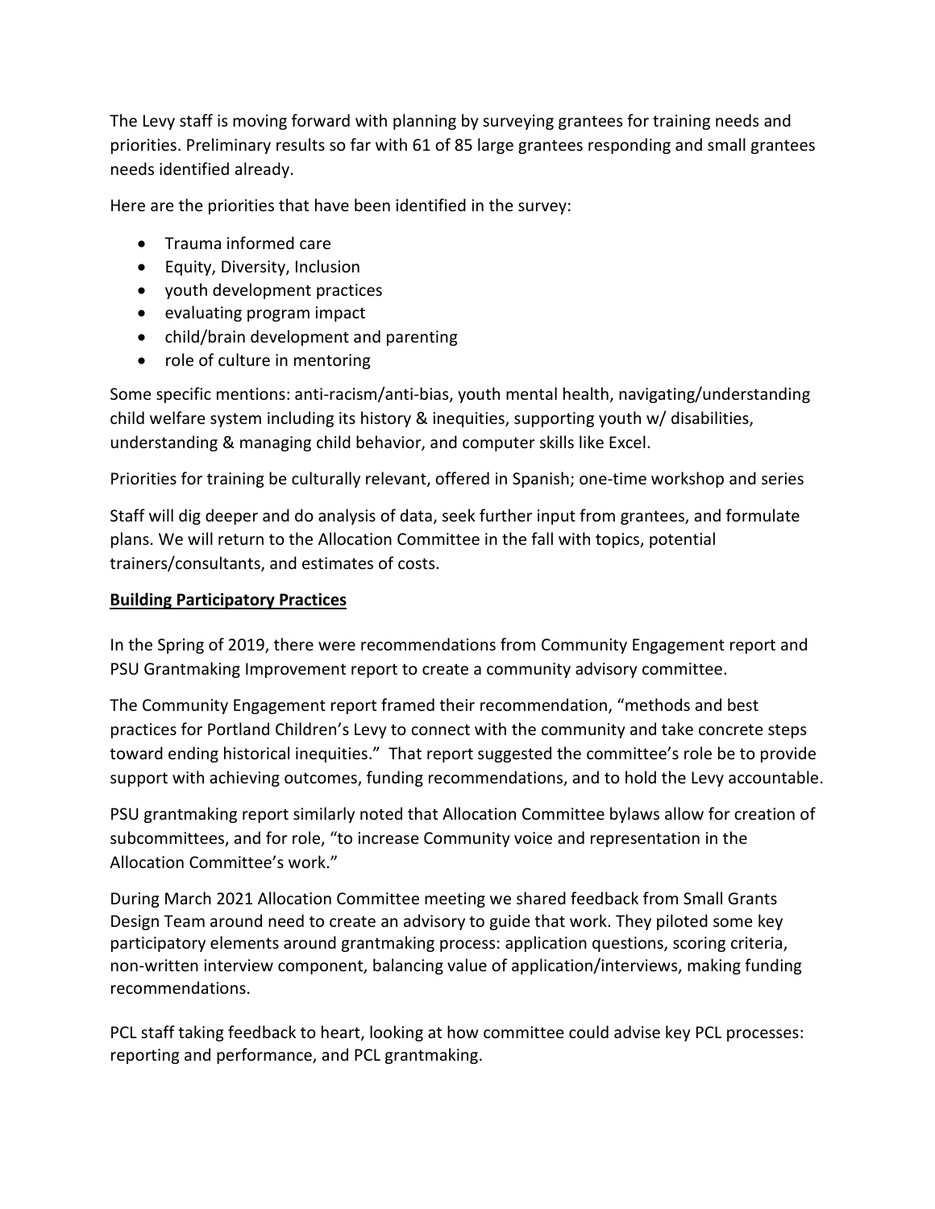The Levy staff is moving forward with planning by surveying grantees for training needs and priorities. Preliminary results so far with 61 of 85 large grantees responding and small grantees needs identified already.

Here are the priorities that have been identified in the survey:

- Trauma informed care
- Equity, Diversity, Inclusion
- youth development practices
- evaluating program impact
- child/brain development and parenting
- role of culture in mentoring

Some specific mentions: anti-racism/anti-bias, youth mental health, navigating/understanding child welfare system including its history & inequities, supporting youth w/ disabilities, understanding & managing child behavior, and computer skills like Excel.

Priorities for training be culturally relevant, offered in Spanish; one-time workshop and series

Staff will dig deeper and do analysis of data, seek further input from grantees, and formulate plans. We will return to the Allocation Committee in the fall with topics, potential trainers/consultants, and estimates of costs.

**Building Participatory Practices**

In the Spring of 2019, there were recommendations from Community Engagement report and PSU Grantmaking Improvement report to create a community advisory committee.

The Community Engagement report framed their recommendation, "methods and best practices for Portland Children's Levy to connect with the community and take concrete steps toward ending historical inequities." That report suggested the committee's role be to provide support with achieving outcomes, funding recommendations, and to hold the Levy accountable.

PSU grantmaking report similarly noted that Allocation Committee bylaws allow for creation of subcommittees, and for role, "to increase Community voice and representation in the Allocation Committee's work."

During March 2021 Allocation Committee meeting we shared feedback from Small Grants Design Team around need to create an advisory to guide that work. They piloted some key participatory elements around grantmaking process: application questions, scoring criteria, non-written interview component, balancing value of application/interviews, making funding recommendations.

PCL staff taking feedback to heart, looking at how committee could advise key PCL processes: reporting and performance, and PCL grantmaking.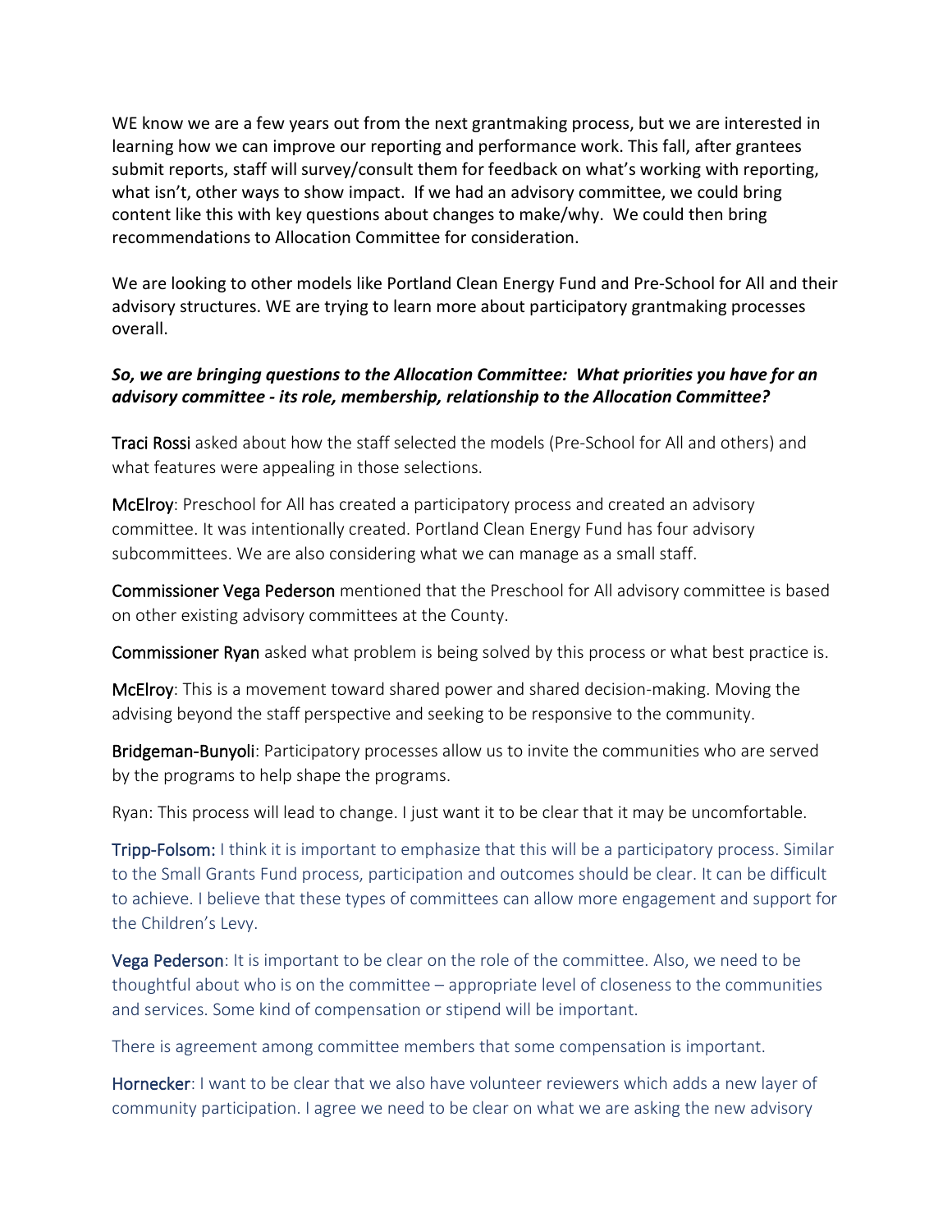WE know we are a few years out from the next grantmaking process, but we are interested in learning how we can improve our reporting and performance work. This fall, after grantees submit reports, staff will survey/consult them for feedback on what's working with reporting, what isn't, other ways to show impact. If we had an advisory committee, we could bring content like this with key questions about changes to make/why. We could then bring recommendations to Allocation Committee for consideration.

We are looking to other models like Portland Clean Energy Fund and Pre-School for All and their advisory structures. WE are trying to learn more about participatory grantmaking processes overall.

***So, we are bringing questions to the Allocation Committee: What priorities you have for an advisory committee - its role, membership, relationship to the Allocation Committee?***

Traci Rossi asked about how the staff selected the models (Pre-School for All and others) and what features were appealing in those selections.

McElroy: Preschool for All has created a participatory process and created an advisory committee. It was intentionally created. Portland Clean Energy Fund has four advisory subcommittees. We are also considering what we can manage as a small staff.

Commissioner Vega Pederson mentioned that the Preschool for All advisory committee is based on other existing advisory committees at the County.

Commissioner Ryan asked what problem is being solved by this process or what best practice is.

McElroy: This is a movement toward shared power and shared decision-making. Moving the advising beyond the staff perspective and seeking to be responsive to the community.

Bridgeman-Bunyoli: Participatory processes allow us to invite the communities who are served by the programs to help shape the programs.

Ryan: This process will lead to change. I just want it to be clear that it may be uncomfortable.

Tripp-Folsom: I think it is important to emphasize that this will be a participatory process. Similar to the Small Grants Fund process, participation and outcomes should be clear. It can be difficult to achieve. I believe that these types of committees can allow more engagement and support for the Children's Levy.

Vega Pederson: It is important to be clear on the role of the committee. Also, we need to be thoughtful about who is on the committee – appropriate level of closeness to the communities and services. Some kind of compensation or stipend will be important.

There is agreement among committee members that some compensation is important.

Hornecker: I want to be clear that we also have volunteer reviewers which adds a new layer of community participation. I agree we need to be clear on what we are asking the new advisory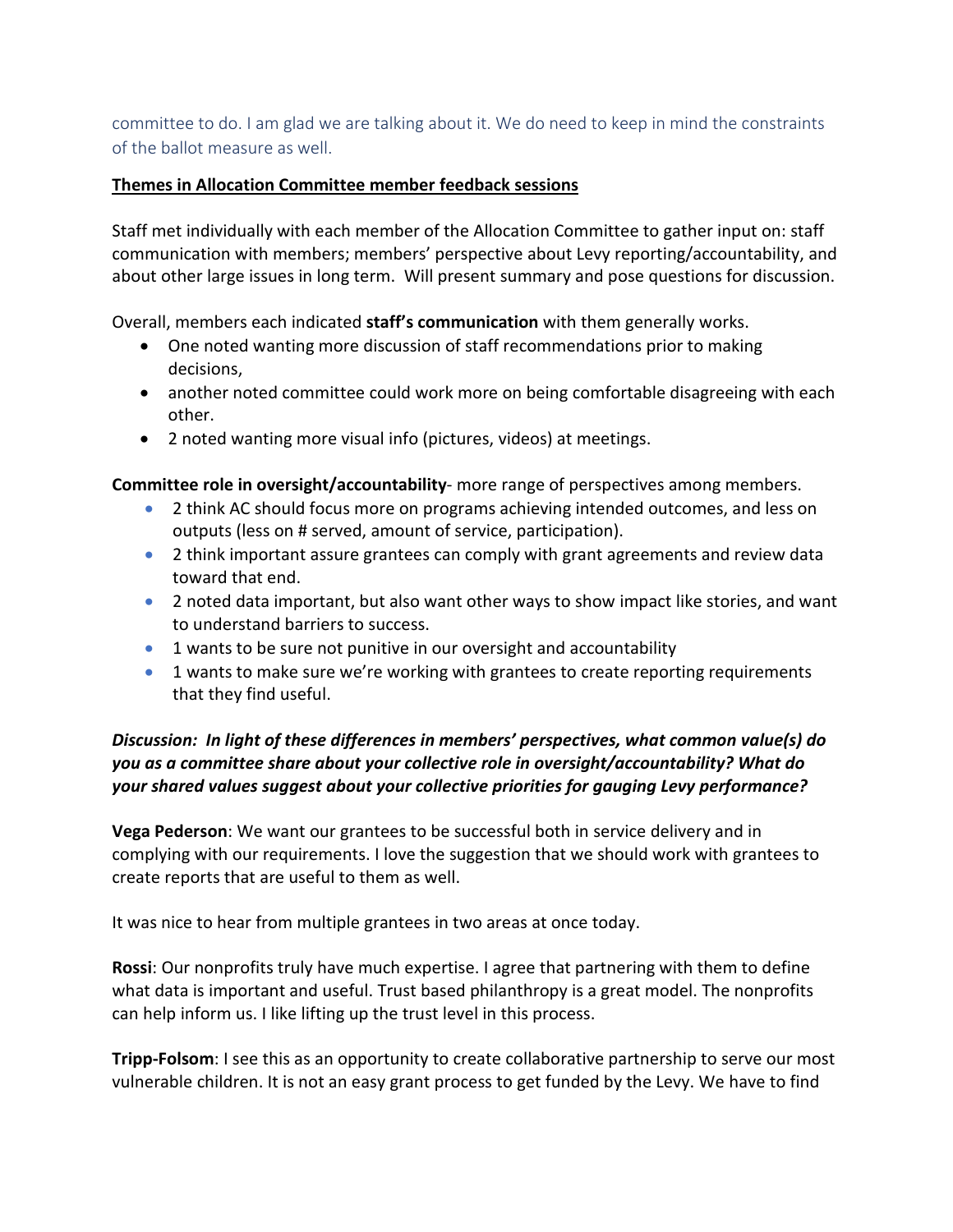committee to do. I am glad we are talking about it. We do need to keep in mind the constraints of the ballot measure as well.

**Themes in Allocation Committee member feedback sessions**

Staff met individually with each member of the Allocation Committee to gather input on: staff communication with members; members' perspective about Levy reporting/accountability, and about other large issues in long term. Will present summary and pose questions for discussion.

Overall, members each indicated **staff's communication** with them generally works.

- One noted wanting more discussion of staff recommendations prior to making decisions,
- another noted committee could work more on being comfortable disagreeing with each other.
- 2 noted wanting more visual info (pictures, videos) at meetings.

**Committee role in oversight/accountability**- more range of perspectives among members.

- 2 think AC should focus more on programs achieving intended outcomes, and less on outputs (less on # served, amount of service, participation).
- 2 think important assure grantees can comply with grant agreements and review data toward that end.
- 2 noted data important, but also want other ways to show impact like stories, and want to understand barriers to success.
- 1 wants to be sure not punitive in our oversight and accountability
- 1 wants to make sure we're working with grantees to create reporting requirements that they find useful.

***Discussion: In light of these differences in members' perspectives, what common value(s) do you as a committee share about your collective role in oversight/accountability? What do your shared values suggest about your collective priorities for gauging Levy performance?***

**Vega Pederson**: We want our grantees to be successful both in service delivery and in complying with our requirements. I love the suggestion that we should work with grantees to create reports that are useful to them as well.

It was nice to hear from multiple grantees in two areas at once today.

**Rossi**: Our nonprofits truly have much expertise. I agree that partnering with them to define what data is important and useful. Trust based philanthropy is a great model. The nonprofits can help inform us. I like lifting up the trust level in this process.

**Tripp-Folsom**: I see this as an opportunity to create collaborative partnership to serve our most vulnerable children. It is not an easy grant process to get funded by the Levy. We have to find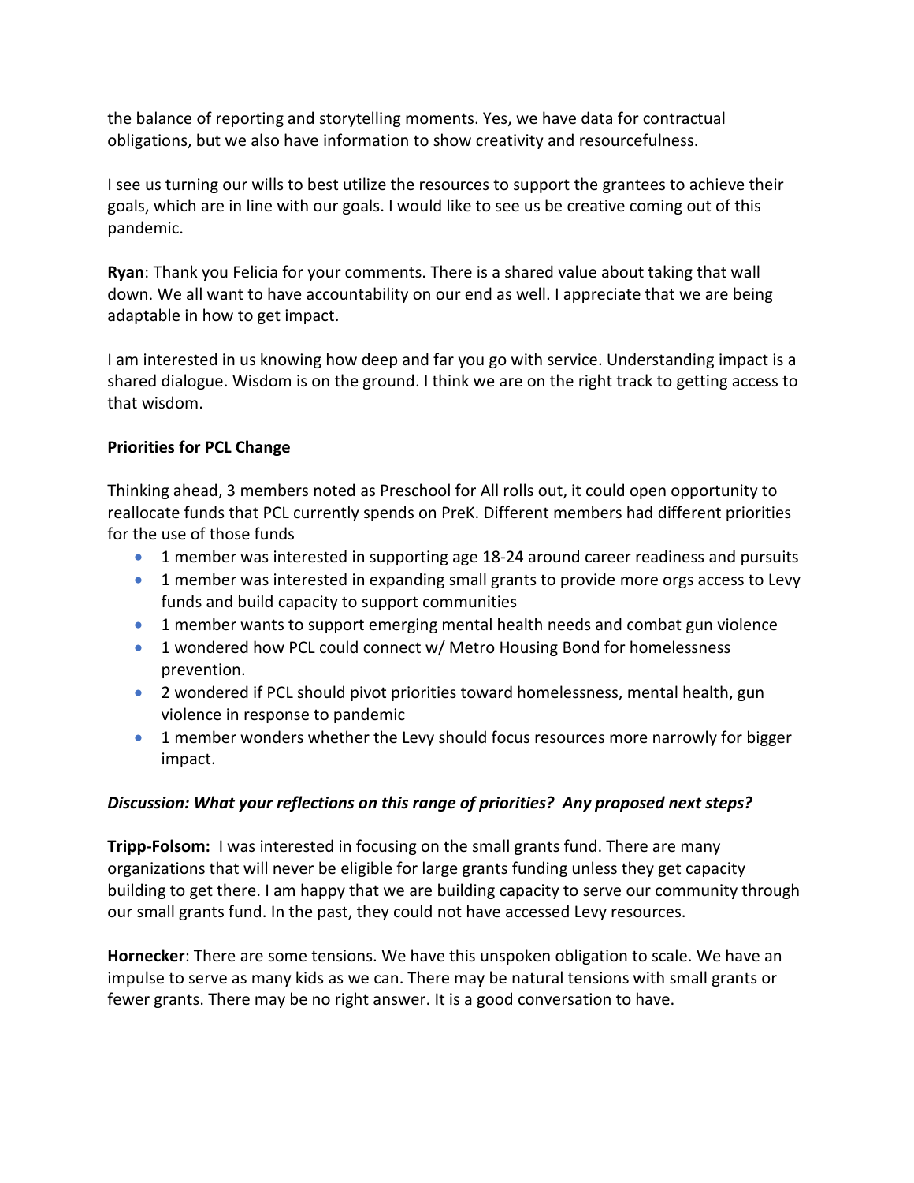the balance of reporting and storytelling moments. Yes, we have data for contractual obligations, but we also have information to show creativity and resourcefulness.

I see us turning our wills to best utilize the resources to support the grantees to achieve their goals, which are in line with our goals. I would like to see us be creative coming out of this pandemic.

**Ryan**: Thank you Felicia for your comments. There is a shared value about taking that wall down. We all want to have accountability on our end as well. I appreciate that we are being adaptable in how to get impact.

I am interested in us knowing how deep and far you go with service. Understanding impact is a shared dialogue. Wisdom is on the ground. I think we are on the right track to getting access to that wisdom.

**Priorities for PCL Change**

Thinking ahead, 3 members noted as Preschool for All rolls out, it could open opportunity to reallocate funds that PCL currently spends on PreK. Different members had different priorities for the use of those funds

- 1 member was interested in supporting age 18-24 around career readiness and pursuits
- 1 member was interested in expanding small grants to provide more orgs access to Levy funds and build capacity to support communities
- 1 member wants to support emerging mental health needs and combat gun violence
- 1 wondered how PCL could connect w/ Metro Housing Bond for homelessness prevention.
- 2 wondered if PCL should pivot priorities toward homelessness, mental health, gun violence in response to pandemic
- 1 member wonders whether the Levy should focus resources more narrowly for bigger impact.

***Discussion: What your reflections on this range of priorities? Any proposed next steps?***

**Tripp-Folsom:** I was interested in focusing on the small grants fund. There are many organizations that will never be eligible for large grants funding unless they get capacity building to get there. I am happy that we are building capacity to serve our community through our small grants fund. In the past, they could not have accessed Levy resources.

**Hornecker**: There are some tensions. We have this unspoken obligation to scale. We have an impulse to serve as many kids as we can. There may be natural tensions with small grants or fewer grants. There may be no right answer. It is a good conversation to have.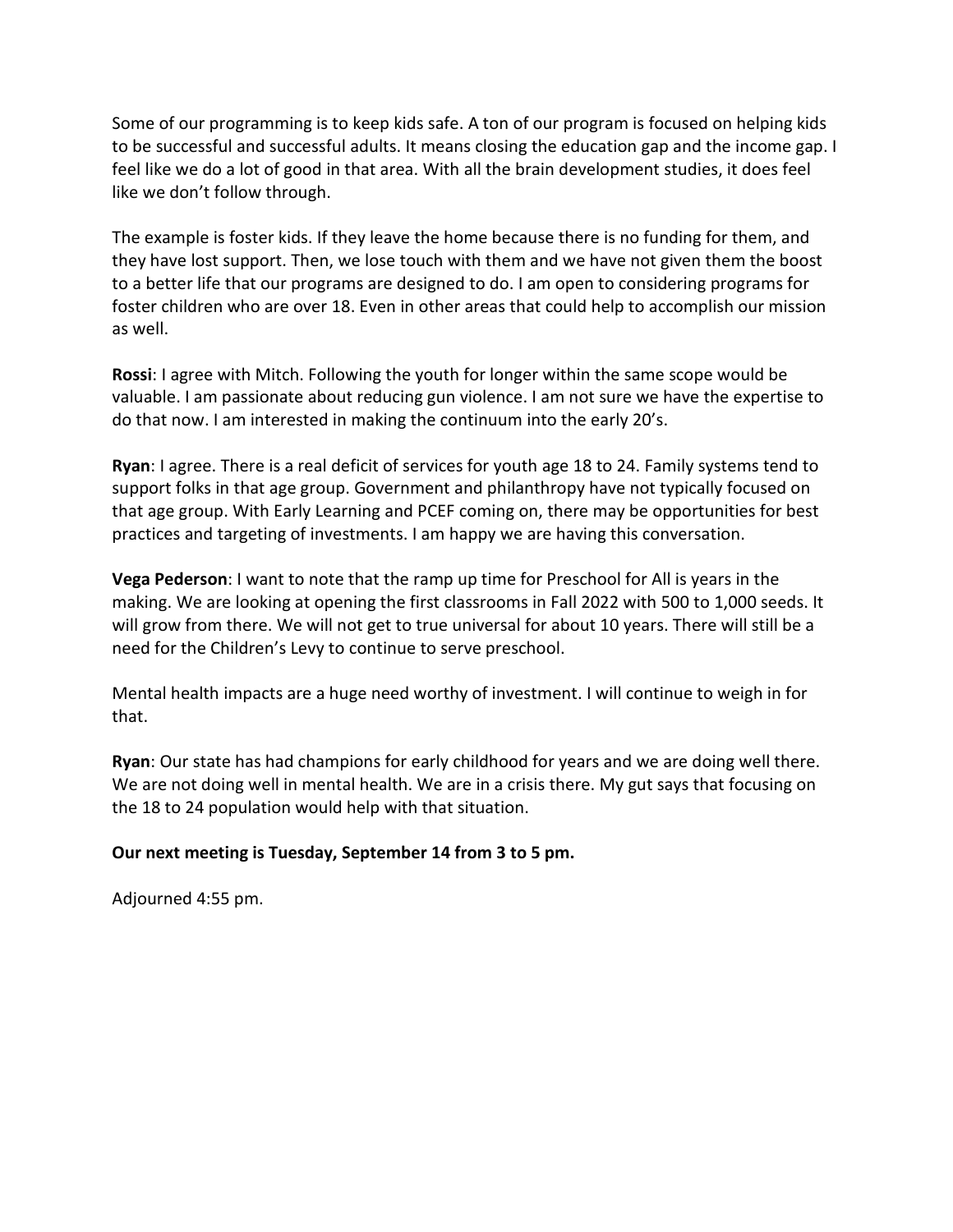Some of our programming is to keep kids safe. A ton of our program is focused on helping kids to be successful and successful adults. It means closing the education gap and the income gap. I feel like we do a lot of good in that area. With all the brain development studies, it does feel like we don't follow through.

The example is foster kids. If they leave the home because there is no funding for them, and they have lost support. Then, we lose touch with them and we have not given them the boost to a better life that our programs are designed to do. I am open to considering programs for foster children who are over 18. Even in other areas that could help to accomplish our mission as well.

**Rossi**: I agree with Mitch. Following the youth for longer within the same scope would be valuable. I am passionate about reducing gun violence. I am not sure we have the expertise to do that now. I am interested in making the continuum into the early 20's.

**Ryan**: I agree. There is a real deficit of services for youth age 18 to 24. Family systems tend to support folks in that age group. Government and philanthropy have not typically focused on that age group. With Early Learning and PCEF coming on, there may be opportunities for best practices and targeting of investments. I am happy we are having this conversation.

**Vega Pederson**: I want to note that the ramp up time for Preschool for All is years in the making. We are looking at opening the first classrooms in Fall 2022 with 500 to 1,000 seeds. It will grow from there. We will not get to true universal for about 10 years. There will still be a need for the Children's Levy to continue to serve preschool.

Mental health impacts are a huge need worthy of investment. I will continue to weigh in for that.

**Ryan**: Our state has had champions for early childhood for years and we are doing well there. We are not doing well in mental health. We are in a crisis there. My gut says that focusing on the 18 to 24 population would help with that situation.

**Our next meeting is Tuesday, September 14 from 3 to 5 pm.**

Adjourned 4:55 pm.